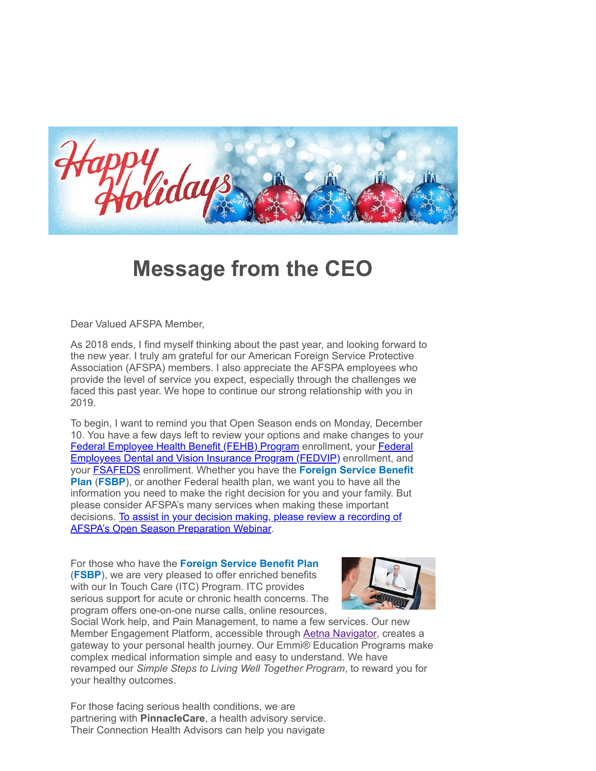# Message from the CEO

Dear Valued AFSPA Member,

As 2018 ends, I find myself thinking about the past year, and looking forward to the new year. I truly am grateful for our American Foreign Service Protective Association (AFSPA) members. I also appreciate the AFSPA employees who provide the level of service you expect, especially through the challenges we faced this past year. We hope to continue our strong relationship with you in 2019.

To begin, I want to remind you that Open Season ends on Monday, December 10. You have a few days left to review your options and make changes to your Federal Employee Health Benefit (FEHB) Program enrollment, your Federal Employees Dental and Vision Insurance Program (FEDVIP) enrollment, and your FSAFEDS enrollment. Whether you have the **Foreign Service Benefit Plan** (**FSBP**), or another Federal health plan, we want you to have all the information you need to make the right decision for you and your family. But please consider AFSPA's many services when making these important decisions. To assist in your decision making, please review a recording of AFSPA's Open Season Preparation Webinar.

For those who have the **Foreign Service Benefit Plan** (**FSBP**), we are very pleased to offer enriched benefits with our In Touch Care (ITC) Program. ITC provides serious support for acute or chronic health concerns. The program offers one-on-one nurse calls, online resources, Social Work help, and Pain Management, to name a few services. Our new Member Engagement Platform, accessible through Aetna Navigator, creates a gateway to your personal health journey. Our Emmi® Education Programs make complex medical information simple and easy to understand. We have revamped our *Simple Steps to Living Well Together Program*, to reward you for your healthy outcomes.

For those facing serious health conditions, we are partnering with **PinnacleCare**, a health advisory service. Their Connection Health Advisors can help you navigate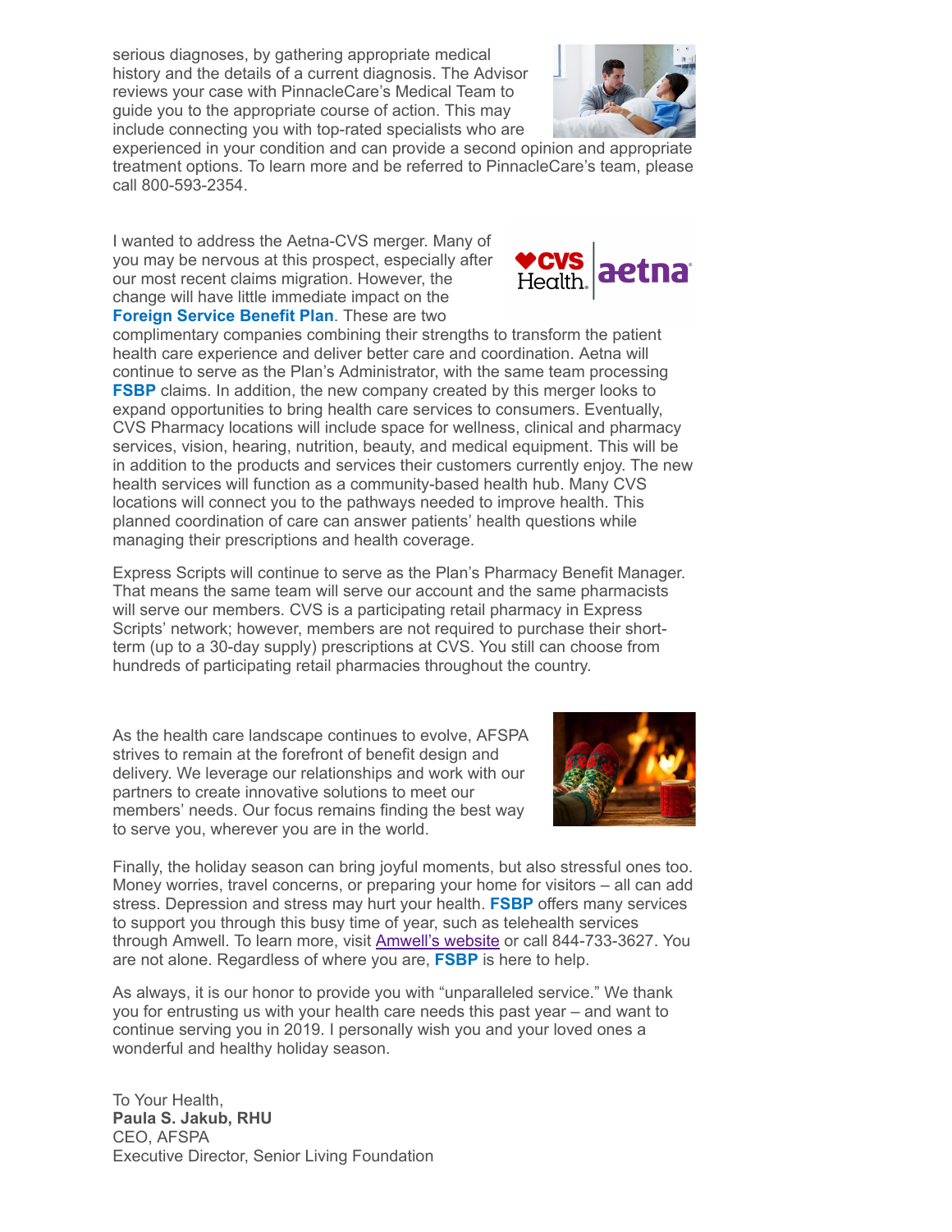serious diagnoses, by gathering appropriate medical history and the details of a current diagnosis. The Advisor reviews your case with PinnacleCare's Medical Team to guide you to the appropriate course of action. This may include connecting you with top-rated specialists who are experienced in your condition and can provide a second opinion and appropriate treatment options. To learn more and be referred to PinnacleCare's team, please call 800-593-2354.

I wanted to address the Aetna-CVS merger. Many of you may be nervous at this prospect, especially after our most recent claims migration. However, the change will have little immediate impact on the **Foreign Service Benefit Plan**. These are two complimentary companies combining their strengths to transform the patient health care experience and deliver better care and coordination. Aetna will continue to serve as the Plan's Administrator, with the same team processing **FSBP** claims. In addition, the new company created by this merger looks to expand opportunities to bring health care services to consumers. Eventually, CVS Pharmacy locations will include space for wellness, clinical and pharmacy services, vision, hearing, nutrition, beauty, and medical equipment. This will be in addition to the products and services their customers currently enjoy. The new health services will function as a community-based health hub. Many CVS locations will connect you to the pathways needed to improve health. This planned coordination of care can answer patients' health questions while managing their prescriptions and health coverage.

Express Scripts will continue to serve as the Plan's Pharmacy Benefit Manager. That means the same team will serve our account and the same pharmacists will serve our members. CVS is a participating retail pharmacy in Express Scripts' network; however, members are not required to purchase their short-term (up to a 30-day supply) prescriptions at CVS. You still can choose from hundreds of participating retail pharmacies throughout the country.

As the health care landscape continues to evolve, AFSPA strives to remain at the forefront of benefit design and delivery. We leverage our relationships and work with our partners to create innovative solutions to meet our members' needs. Our focus remains finding the best way to serve you, wherever you are in the world.

Finally, the holiday season can bring joyful moments, but also stressful ones too. Money worries, travel concerns, or preparing your home for visitors – all can add stress. Depression and stress may hurt your health. **FSBP** offers many services to support you through this busy time of year, such as telehealth services through Amwell. To learn more, visit Amwell's website or call 844-733-3627. You are not alone. Regardless of where you are, **FSBP** is here to help.

As always, it is our honor to provide you with "unparalleled service." We thank you for entrusting us with your health care needs this past year – and want to continue serving you in 2019. I personally wish you and your loved ones a wonderful and healthy holiday season.

To Your Health,
**Paula S. Jakub, RHU**
CEO, AFSPA
Executive Director, Senior Living Foundation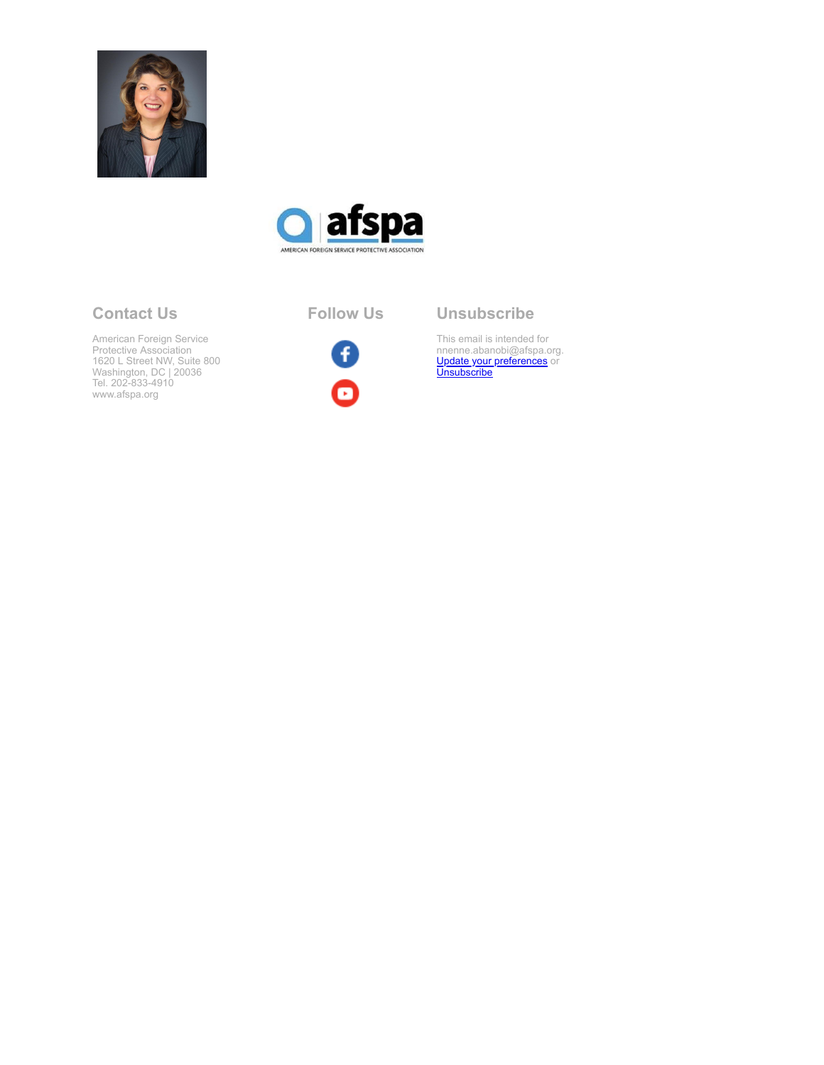## Contact Us

American Foreign Service Protective Association
1620 L Street NW, Suite 800
Washington, DC | 20036
Tel. 202-833-4910
www.afspa.org

## Follow Us

## Unsubscribe

This email is intended for nnenne.abanobi@afspa.org.
Update your preferences or Unsubscribe